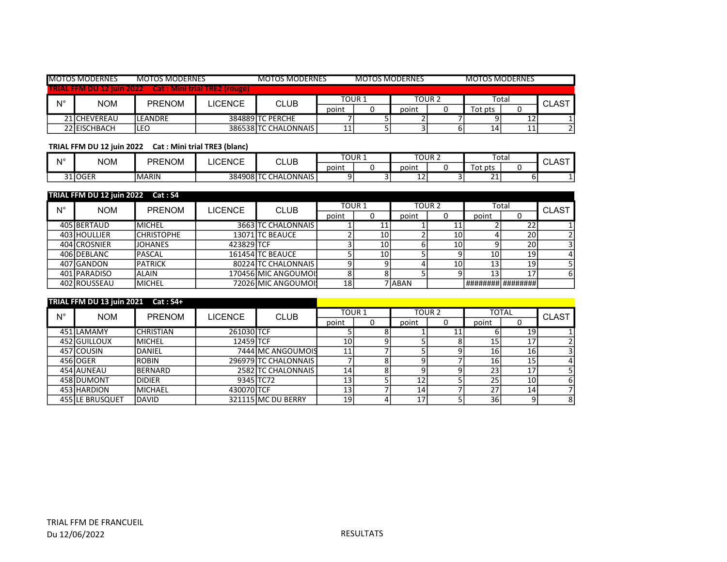MOTOS MODERNES MOTOS MODERNES MOTOS MODERNES MOTOS MODERNES MOTOS MODERNES

**TRIAL FFM DU 12 juin 2022 Cat : Mini trial TRE2 (rouge)**

| N° | NOM | PRENOM | LICENCE | CLUB | TOUR 1 | | TOUR 2 | | Total | | CLAST |
|---|---|---|---|---|---|---|---|---|---|---|---|
| | | | | | point | 0 | point | 0 | Tot pts | 0 | |
| 21 | CHEVEREAU | LEANDRE | 384889 | TC PERCHE | 7 | 5 | 2 | 7 | 9 | 12 | 1 |
| 22 | EISCHBACH | LEO | 386538 | TC CHALONNAIS | 11 | 5 | 3 | 6 | 14 | 11 | 2 |

**TRIAL FFM DU 12 juin 2022 Cat : Mini trial TRE3 (blanc)**

| N° | NOM | PRENOM | LICENCE | CLUB | TOUR 1 | | TOUR 2 | | Total | | CLAST |
|---|---|---|---|---|---|---|---|---|---|---|---|
| | | | | | point | 0 | point | 0 | Tot pts | 0 | |
| 31 | OGER | MARIN | 384908 | TC CHALONNAIS | 9 | 3 | 12 | 3 | 21 | 6 | 1 |

**TRIAL FFM DU 12 juin 2022 Cat : S4**

| N° | NOM | PRENOM | LICENCE | CLUB | TOUR 1 | | TOUR 2 | | Total | | CLAST |
|---|---|---|---|---|---|---|---|---|---|---|---|
| | | | | | point | 0 | point | 0 | point | 0 | |
| 405 | BERTAUD | MICHEL | 3663 | TC CHALONNAIS | 1 | 11 | 1 | 11 | 2 | 22 | 1 |
| 403 | HOULLIER | CHRISTOPHE | 13071 | TC BEAUCE | 2 | 10 | 2 | 10 | 4 | 20 | 2 |
| 404 | CROSNIER | JOHANES | 423829 | TCF | 3 | 10 | 6 | 10 | 9 | 20 | 3 |
| 406 | DEBLANC | PASCAL | 161454 | TC BEAUCE | 5 | 10 | 5 | 9 | 10 | 19 | 4 |
| 407 | GANDON | PATRICK | 80224 | TC CHALONNAIS | 9 | 9 | 4 | 10 | 13 | 19 | 5 |
| 401 | PARADISO | ALAIN | 170456 | MIC ANGOUMOI | 8 | 8 | 5 | 9 | 13 | 17 | 6 |
| 402 | ROUSSEAU | MICHEL | 72026 | MIC ANGOUMOI | 18 | 7 | ABAN | | ######## | ######## | |

**TRIAL FFM DU 13 juin 2021 Cat : S4+**

| N° | NOM | PRENOM | LICENCE | CLUB | TOUR 1 | | TOUR 2 | | TOTAL | | CLAST |
|---|---|---|---|---|---|---|---|---|---|---|---|
| | | | | | point | 0 | point | 0 | point | 0 | |
| 451 | LAMAMY | CHRISTIAN | 261030 | TCF | 5 | 8 | 1 | 11 | 6 | 19 | 1 |
| 452 | GUILLOUX | MICHEL | 12459 | TCF | 10 | 9 | 5 | 8 | 15 | 17 | 2 |
| 457 | COUSIN | DANIEL | 7444 | MC ANGOUMOIS | 11 | 7 | 5 | 9 | 16 | 16 | 3 |
| 456 | OGER | ROBIN | 296979 | TC CHALONNAIS | 7 | 8 | 9 | 7 | 16 | 15 | 4 |
| 454 | AUNEAU | BERNARD | 2582 | TC CHALONNAIS | 14 | 8 | 9 | 9 | 23 | 17 | 5 |
| 458 | DUMONT | DIDIER | 9345 | TC72 | 13 | 5 | 12 | 5 | 25 | 10 | 6 |
| 453 | HARDION | MICHAEL | 430070 | TCF | 13 | 7 | 14 | 7 | 27 | 14 | 7 |
| 455 | LE BRUSQUET | DAVID | 321115 | MC DU BERRY | 19 | 4 | 17 | 5 | 36 | 9 | 8 |

TRIAL FFM DE FRANCUEIL
Du 12/06/2022

RESULTATS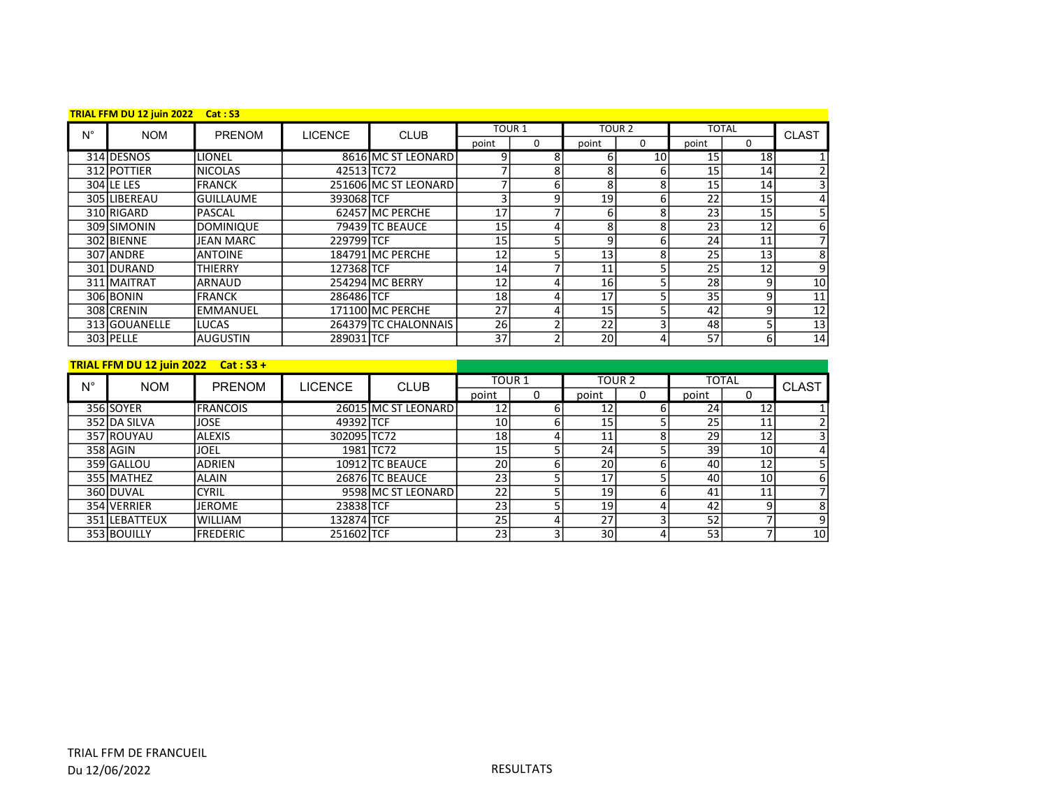**TRIAL FFM DU 12 juin 2022 Cat : S3**

| N° | NOM | PRENOM | LICENCE | CLUB | TOUR 1 | | TOUR 2 | | TOTAL | | CLAST |
|---|---|---|---|---|---|---|---|---|---|---|---|
| | | | | | point | 0 | point | 0 | point | 0 | |
| 314 | DESNOS | LIONEL | 8616 | MC ST LEONARD | 9 | 8 | 6 | 10 | 15 | 18 | 1 |
| 312 | POTTIER | NICOLAS | 42513 | TC72 | 7 | 8 | 8 | 6 | 15 | 14 | 2 |
| 304 | LE LES | FRANCK | 251606 | MC ST LEONARD | 7 | 6 | 8 | 8 | 15 | 14 | 3 |
| 305 | LIBEREAU | GUILLAUME | 393068 | TCF | 3 | 9 | 19 | 6 | 22 | 15 | 4 |
| 310 | RIGARD | PASCAL | 62457 | MC PERCHE | 17 | 7 | 6 | 8 | 23 | 15 | 5 |
| 309 | SIMONIN | DOMINIQUE | 79439 | TC BEAUCE | 15 | 4 | 8 | 8 | 23 | 12 | 6 |
| 302 | BIENNE | JEAN MARC | 229799 | TCF | 15 | 5 | 9 | 6 | 24 | 11 | 7 |
| 307 | ANDRE | ANTOINE | 184791 | MC PERCHE | 12 | 5 | 13 | 8 | 25 | 13 | 8 |
| 301 | DURAND | THIERRY | 127368 | TCF | 14 | 7 | 11 | 5 | 25 | 12 | 9 |
| 311 | MAITRAT | ARNAUD | 254294 | MC BERRY | 12 | 4 | 16 | 5 | 28 | 9 | 10 |
| 306 | BONIN | FRANCK | 286486 | TCF | 18 | 4 | 17 | 5 | 35 | 9 | 11 |
| 308 | CRENIN | EMMANUEL | 171100 | MC PERCHE | 27 | 4 | 15 | 5 | 42 | 9 | 12 |
| 313 | GOUANELLE | LUCAS | 264379 | TC CHALONNAIS | 26 | 2 | 22 | 3 | 48 | 5 | 13 |
| 303 | PELLE | AUGUSTIN | 289031 | TCF | 37 | 2 | 20 | 4 | 57 | 6 | 14 |

**TRIAL FFM DU 12 juin 2022 Cat : S3 +**

| N° | NOM | PRENOM | LICENCE | CLUB | TOUR 1 | | TOUR 2 | | TOTAL | | CLAST |
|---|---|---|---|---|---|---|---|---|---|---|---|
| | | | | | point | 0 | point | 0 | point | 0 | |
| 356 | SOYER | FRANCOIS | 26015 | MC ST LEONARD | 12 | 6 | 12 | 6 | 24 | 12 | 1 |
| 352 | DA SILVA | JOSE | 49392 | TCF | 10 | 6 | 15 | 5 | 25 | 11 | 2 |
| 357 | ROUYAU | ALEXIS | 302095 | TC72 | 18 | 4 | 11 | 8 | 29 | 12 | 3 |
| 358 | AGIN | JOEL | 1981 | TC72 | 15 | 5 | 24 | 5 | 39 | 10 | 4 |
| 359 | GALLOU | ADRIEN | 10912 | TC BEAUCE | 20 | 6 | 20 | 6 | 40 | 12 | 5 |
| 355 | MATHEZ | ALAIN | 26876 | TC BEAUCE | 23 | 5 | 17 | 5 | 40 | 10 | 6 |
| 360 | DUVAL | CYRIL | 9598 | MC ST LEONARD | 22 | 5 | 19 | 6 | 41 | 11 | 7 |
| 354 | VERRIER | JEROME | 23838 | TCF | 23 | 5 | 19 | 4 | 42 | 9 | 8 |
| 351 | LEBATTEUX | WILLIAM | 132874 | TCF | 25 | 4 | 27 | 3 | 52 | 7 | 9 |
| 353 | BOUILLY | FREDERIC | 251602 | TCF | 23 | 3 | 30 | 4 | 53 | 7 | 10 |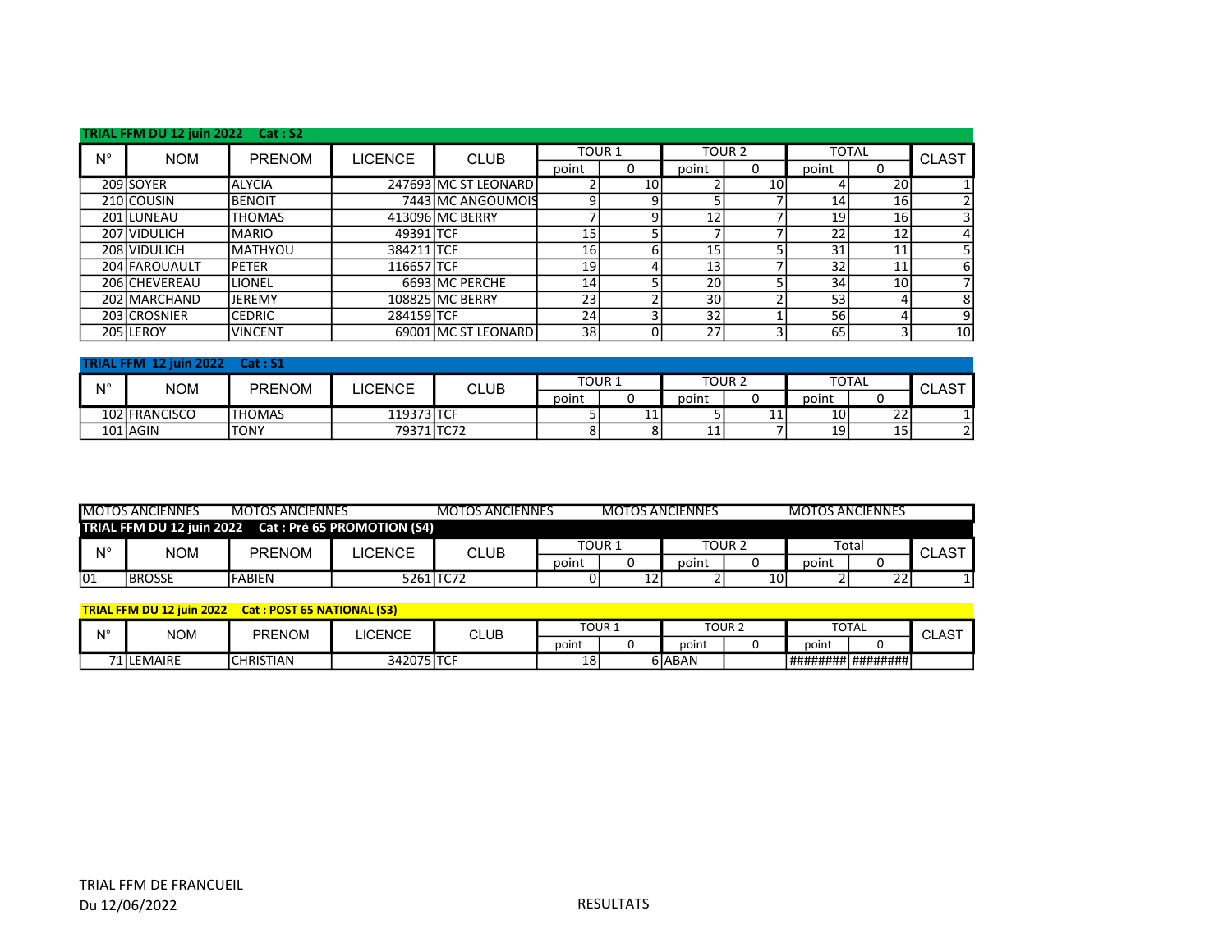**TRIAL FFM DU 12 juin 2022 Cat : S2**

| N° | NOM | PRENOM | LICENCE | CLUB | TOUR 1 | | TOUR 2 | | TOTAL | | CLAST |
|---|---|---|---|---|---|---|---|---|---|---|---|
| | | | | | point | 0 | point | 0 | point | 0 | |
| 209 | SOYER | ALYCIA | 247693 | MC ST LEONARD | 2 | 10 | 2 | 10 | 4 | 20 | 1 |
| 210 | COUSIN | BENOIT | 7443 | MC ANGOUMOIS | 9 | 9 | 5 | 7 | 14 | 16 | 2 |
| 201 | LUNEAU | THOMAS | 413096 | MC BERRY | 7 | 9 | 12 | 7 | 19 | 16 | 3 |
| 207 | VIDULICH | MARIO | 49391 | TCF | 15 | 5 | 7 | 7 | 22 | 12 | 4 |
| 208 | VIDULICH | MATHYOU | 384211 | TCF | 16 | 6 | 15 | 5 | 31 | 11 | 5 |
| 204 | FAROUAULT | PETER | 116657 | TCF | 19 | 4 | 13 | 7 | 32 | 11 | 6 |
| 206 | CHEVEREAU | LIONEL | 6693 | MC PERCHE | 14 | 5 | 20 | 5 | 34 | 10 | 7 |
| 202 | MARCHAND | JEREMY | 108825 | MC BERRY | 23 | 2 | 30 | 2 | 53 | 4 | 8 |
| 203 | CROSNIER | CEDRIC | 284159 | TCF | 24 | 3 | 32 | 1 | 56 | 4 | 9 |
| 205 | LEROY | VINCENT | 69001 | MC ST LEONARD | 38 | 0 | 27 | 3 | 65 | 3 | 10 |

**TRIAL FFM 12 juin 2022 Cat : S1**

| N° | NOM | PRENOM | LICENCE | CLUB | TOUR 1 | | TOUR 2 | | TOTAL | | CLAST |
|---|---|---|---|---|---|---|---|---|---|---|---|
| | | | | | point | 0 | point | 0 | point | 0 | |
| 102 | FRANCISCO | THOMAS | 119373 | TCF | 5 | 11 | 5 | 11 | 10 | 22 | 1 |
| 101 | AGIN | TONY | 79371 | TC72 | 8 | 8 | 11 | 7 | 19 | 15 | 2 |

MOTOS ANCIENNES MOTOS ANCIENNES MOTOS ANCIENNES MOTOS ANCIENNES MOTOS ANCIENNES

**TRIAL FFM DU 12 juin 2022 Cat : Pré 65 PROMOTION (S4)**

| N° | NOM | PRENOM | LICENCE | CLUB | TOUR 1 | | TOUR 2 | | Total | | CLAST |
|---|---|---|---|---|---|---|---|---|---|---|---|
| | | | | | point | 0 | point | 0 | point | 0 | |
| 01 | BROSSE | FABIEN | 5261 | TC72 | 0 | 12 | 2 | 10 | 2 | 22 | 1 |

**TRIAL FFM DU 12 juin 2022 Cat : POST 65 NATIONAL (S3)**

| N° | NOM | PRENOM | LICENCE | CLUB | TOUR 1 | | TOUR 2 | | TOTAL | | CLAST |
|---|---|---|---|---|---|---|---|---|---|---|---|
| | | | | | point | 0 | point | 0 | point | 0 | |
| 71 | LEMAIRE | CHRISTIAN | 342075 | TCF | 18 | 6 | ABAN | | ######## | ######## | |

TRIAL FFM DE FRANCUEIL

Du 12/06/2022

RESULTATS